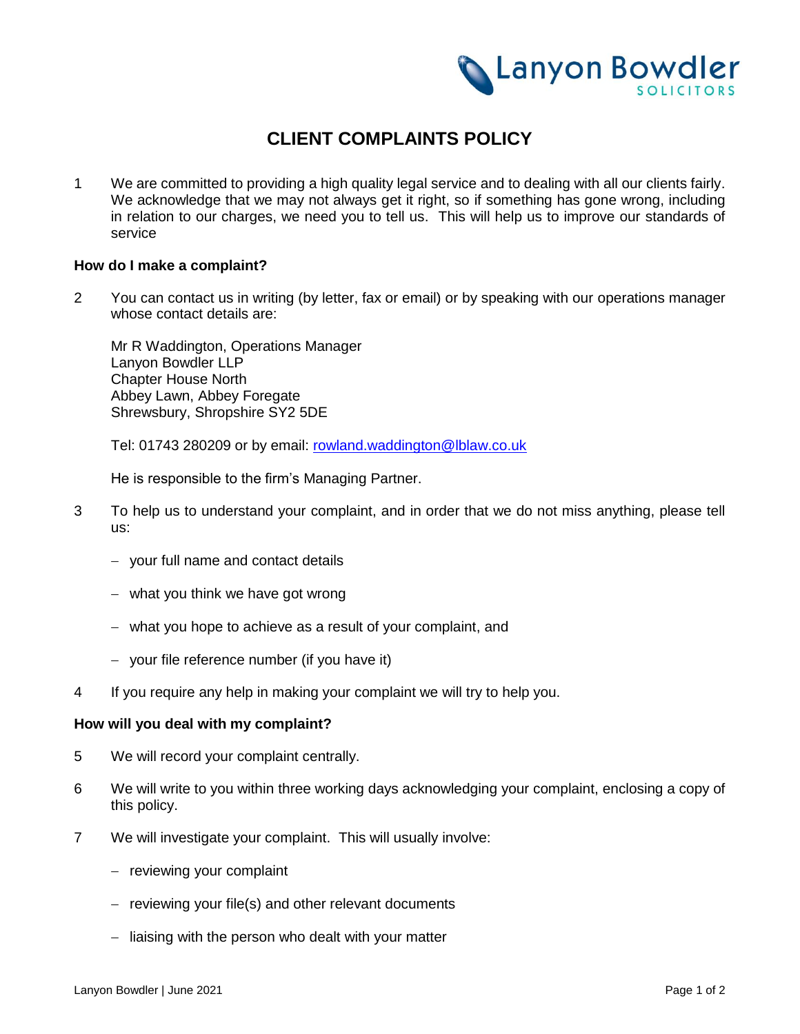Lanyon Bowdler SOLICITORS

# CLIENT COMPLAINTS POLICY

1 We are committed to providing a high quality legal service and to dealing with all our clients fairly. We acknowledge that we may not always get it right, so if something has gone wrong, including in relation to our charges, we need you to tell us. This will help us to improve our standards of service

**How do I make a complaint?**

2 You can contact us in writing (by letter, fax or email) or by speaking with our operations manager whose contact details are:

Mr R Waddington, Operations Manager
Lanyon Bowdler LLP
Chapter House North
Abbey Lawn, Abbey Foregate
Shrewsbury, Shropshire SY2 5DE

Tel: 01743 280209 or by email: rowland.waddington@lblaw.co.uk

He is responsible to the firm's Managing Partner.

3 To help us to understand your complaint, and in order that we do not miss anything, please tell us:

- your full name and contact details
- what you think we have got wrong
- what you hope to achieve as a result of your complaint, and
- your file reference number (if you have it)

4 If you require any help in making your complaint we will try to help you.

**How will you deal with my complaint?**

5 We will record your complaint centrally.

6 We will write to you within three working days acknowledging your complaint, enclosing a copy of this policy.

7 We will investigate your complaint. This will usually involve:

- reviewing your complaint
- reviewing your file(s) and other relevant documents
- liaising with the person who dealt with your matter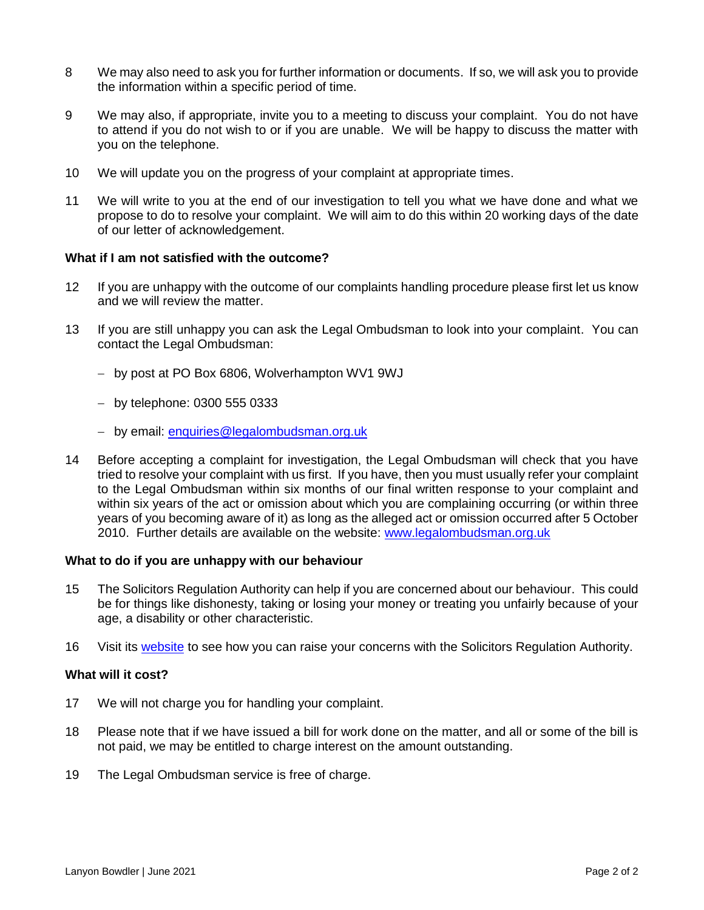8 We may also need to ask you for further information or documents. If so, we will ask you to provide the information within a specific period of time.

9 We may also, if appropriate, invite you to a meeting to discuss your complaint. You do not have to attend if you do not wish to or if you are unable. We will be happy to discuss the matter with you on the telephone.

10 We will update you on the progress of your complaint at appropriate times.

11 We will write to you at the end of our investigation to tell you what we have done and what we propose to do to resolve your complaint. We will aim to do this within 20 working days of the date of our letter of acknowledgement.

**What if I am not satisfied with the outcome?**

12 If you are unhappy with the outcome of our complaints handling procedure please first let us know and we will review the matter.

13 If you are still unhappy you can ask the Legal Ombudsman to look into your complaint. You can contact the Legal Ombudsman:

- by post at PO Box 6806, Wolverhampton WV1 9WJ
- by telephone: 0300 555 0333
- by email: enquiries@legalombudsman.org.uk

14 Before accepting a complaint for investigation, the Legal Ombudsman will check that you have tried to resolve your complaint with us first. If you have, then you must usually refer your complaint to the Legal Ombudsman within six months of our final written response to your complaint and within six years of the act or omission about which you are complaining occurring (or within three years of you becoming aware of it) as long as the alleged act or omission occurred after 5 October 2010. Further details are available on the website: www.legalombudsman.org.uk

**What to do if you are unhappy with our behaviour**

15 The Solicitors Regulation Authority can help if you are concerned about our behaviour. This could be for things like dishonesty, taking or losing your money or treating you unfairly because of your age, a disability or other characteristic.

16 Visit its website to see how you can raise your concerns with the Solicitors Regulation Authority.

**What will it cost?**

17 We will not charge you for handling your complaint.

18 Please note that if we have issued a bill for work done on the matter, and all or some of the bill is not paid, we may be entitled to charge interest on the amount outstanding.

19 The Legal Ombudsman service is free of charge.